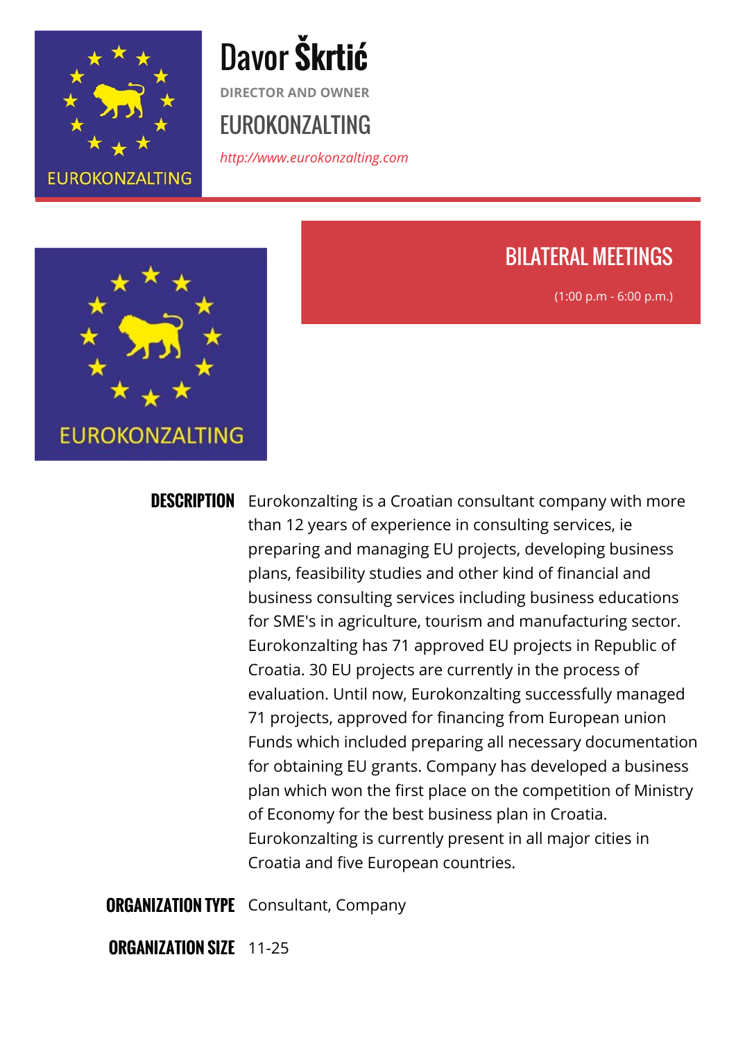# Davor Škrtić

DIRECTOR AND OWNER

## EUROKONZALTING

*http://www.eurokonzalting.com*

## BILATERAL MEETINGS

(1:00 p.m - 6:00 p.m.)

**DESCRIPTION** Eurokonzalting is a Croatian consultant company with more than 12 years of experience in consulting services, ie preparing and managing EU projects, developing business plans, feasibility studies and other kind of financial and business consulting services including business educations for SME's in agriculture, tourism and manufacturing sector. Eurokonzalting has 71 approved EU projects in Republic of Croatia. 30 EU projects are currently in the process of evaluation. Until now, Eurokonzalting successfully managed 71 projects, approved for financing from European union Funds which included preparing all necessary documentation for obtaining EU grants. Company has developed a business plan which won the first place on the competition of Ministry of Economy for the best business plan in Croatia. Eurokonzalting is currently present in all major cities in Croatia and five European countries.

**ORGANIZATION TYPE** Consultant, Company

**ORGANIZATION SIZE** 11-25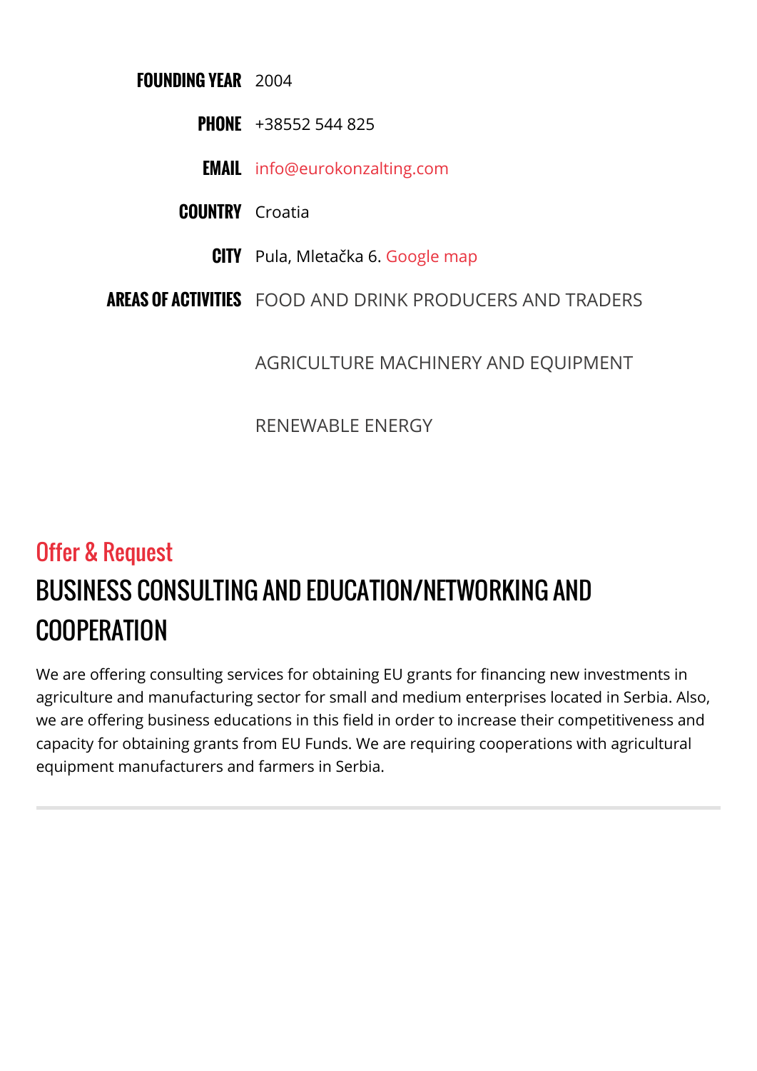**FOUNDING YEAR** 2004

**PHONE** +38552 544 825

**EMAIL** info@eurokonzalting.com

**COUNTRY** Croatia

**CITY** Pula, Mletačka 6. Google map

**AREAS OF ACTIVITIES** FOOD AND DRINK PRODUCERS AND TRADERS

AGRICULTURE MACHINERY AND EQUIPMENT

RENEWABLE ENERGY

## Offer & Request

# BUSINESS CONSULTING AND EDUCATION/NETWORKING AND COOPERATION

We are offering consulting services for obtaining EU grants for financing new investments in agriculture and manufacturing sector for small and medium enterprises located in Serbia. Also, we are offering business educations in this field in order to increase their competitiveness and capacity for obtaining grants from EU Funds. We are requiring cooperations with agricultural equipment manufacturers and farmers in Serbia.